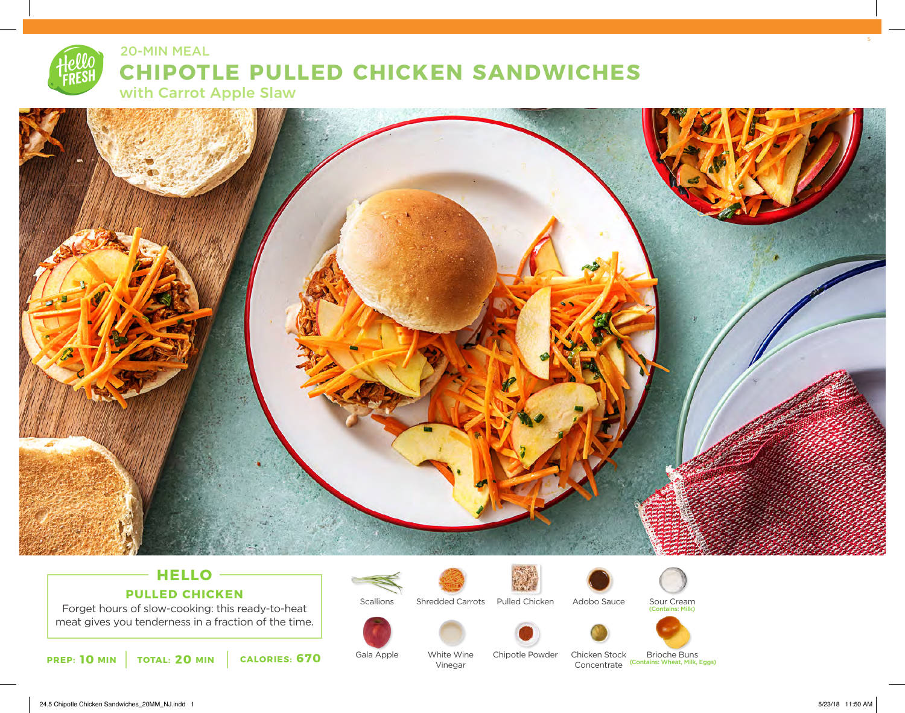20-MIN MEAL

# CHIPOTLE PULLED CHICKEN SANDWICHES

## with Carrot Apple Slaw

### HELLO

**PULLED CHICKEN**

Forget hours of slow-cooking: this ready-to-heat meat gives you tenderness in a fraction of the time.

**PREP: 10 MIN** | **TOTAL: 20 MIN** | **CALORIES: 670**

- Scallions
- Shredded Carrots
- Pulled Chicken
- Adobo Sauce
- Sour Cream (Contains: Milk)
- Gala Apple
- White Wine Vinegar
- Chipotle Powder
- Chicken Stock Concentrate
- Brioche Buns (Contains: Wheat, Milk, Eggs)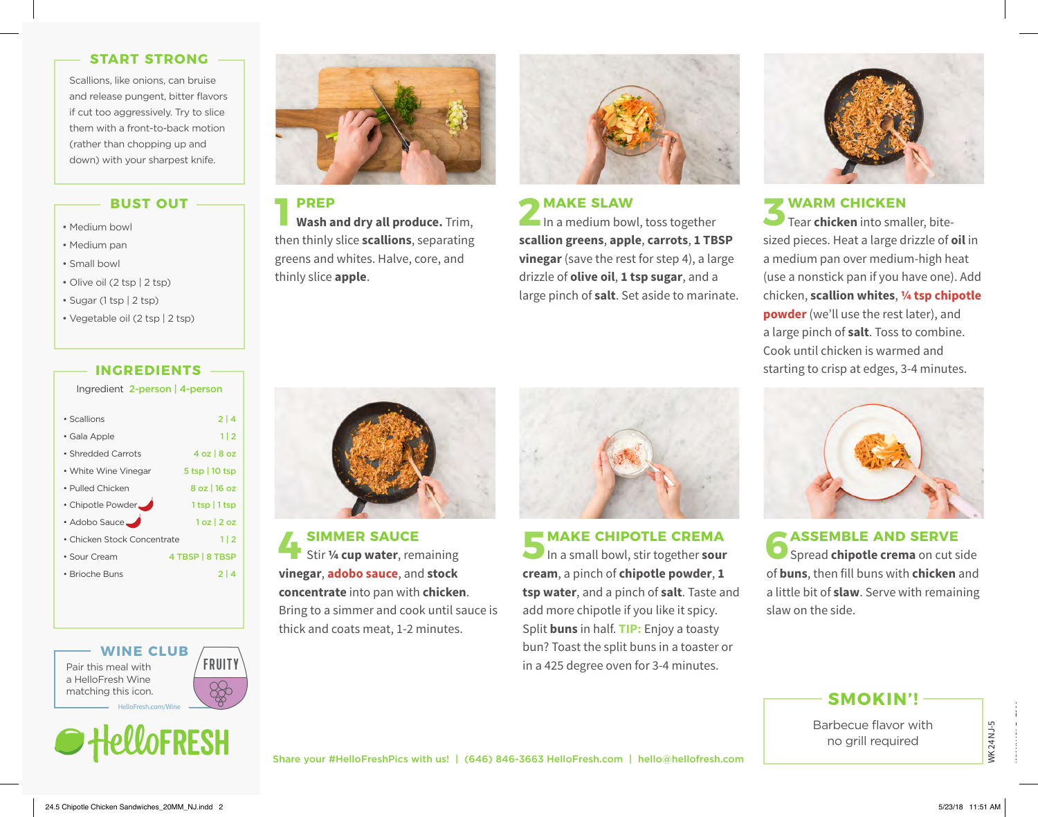## START STRONG

Scallions, like onions, can bruise and release pungent, bitter flavors if cut too aggressively. Try to slice them with a front-to-back motion (rather than chopping up and down) with your sharpest knife.

## BUST OUT

- Medium bowl
- Medium pan
- Small bowl
- Olive oil (2 tsp | 2 tsp)
- Sugar (1 tsp | 2 tsp)
- Vegetable oil (2 tsp | 2 tsp)

## INGREDIENTS

| Ingredient | 2-person \| 4-person |
|---|---|
| • Scallions | 2 \| 4 |
| • Gala Apple | 1 \| 2 |
| • Shredded Carrots | 4 oz \| 8 oz |
| • White Wine Vinegar | 5 tsp \| 10 tsp |
| • Pulled Chicken | 8 oz \| 16 oz |
| • Chipotle Powder | 1 tsp \| 1 tsp |
| • Adobo Sauce | 1 oz \| 2 oz |
| • Chicken Stock Concentrate | 1 \| 2 |
| • Sour Cream | 4 TBSP \| 8 TBSP |
| • Brioche Buns | 2 \| 4 |

## WINE CLUB

Pair this meal with a HelloFresh Wine matching this icon.

FRUITY

HelloFresh.com/Wine

HelloFRESH

## 1 PREP

**Wash and dry all produce.** Trim, then thinly slice **scallions**, separating greens and whites. Halve, core, and thinly slice **apple**.

## 2 MAKE SLAW

In a medium bowl, toss together **scallion greens**, **apple**, **carrots**, **1 TBSP vinegar** (save the rest for step 4), a large drizzle of **olive oil**, **1 tsp sugar**, and a large pinch of **salt**. Set aside to marinate.

## 3 WARM CHICKEN

Tear **chicken** into smaller, bite-sized pieces. Heat a large drizzle of **oil** in a medium pan over medium-high heat (use a nonstick pan if you have one). Add chicken, **scallion whites**, **¼ tsp chipotle powder** (we'll use the rest later), and a large pinch of **salt**. Toss to combine. Cook until chicken is warmed and starting to crisp at edges, 3-4 minutes.

## 4 SIMMER SAUCE

Stir **¼ cup water**, remaining **vinegar**, **adobo sauce**, and **stock concentrate** into pan with **chicken**. Bring to a simmer and cook until sauce is thick and coats meat, 1-2 minutes.

## 5 MAKE CHIPOTLE CREMA

In a small bowl, stir together **sour cream**, a pinch of **chipotle powder**, **1 tsp water**, and a pinch of **salt**. Taste and add more chipotle if you like it spicy. Split **buns** in half. **TIP:** Enjoy a toasty bun? Toast the split buns in a toaster or in a 425 degree oven for 3-4 minutes.

## 6 ASSEMBLE AND SERVE

Spread **chipotle crema** on cut side of **buns**, then fill buns with **chicken** and a little bit of **slaw**. Serve with remaining slaw on the side.

## SMOKIN'!

Barbecue flavor with no grill required

Share your #HelloFreshPics with us! | (646) 846-3663 HelloFresh.com | hello@hellofresh.com

WK24NJ-5